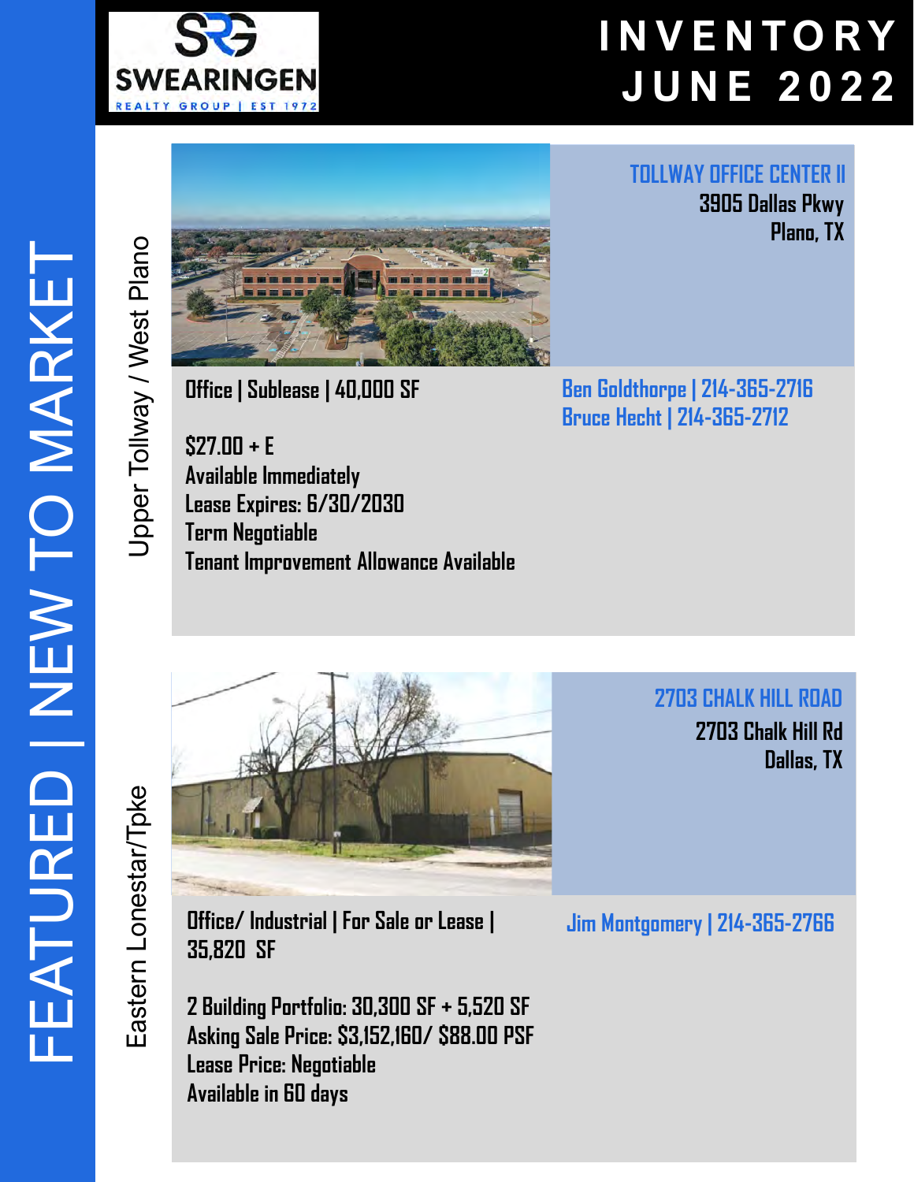SWEARINGEN REALTY GROUP | EST 1972

# INVENTORY JUNE 2022

# FEATURED | NEW TO MARKET

## Upper Tollway / West Plano

### TOLLWAY OFFICE CENTER II

**3905 Dallas Pkwy**
**Plano, TX**

**Office | Sublease | 40,000 SF**

**$27.00 + E**
**Available Immediately**
**Lease Expires: 6/30/2030**
**Term Negotiable**
**Tenant Improvement Allowance Available**

Ben Goldthorpe | 214-365-2716
Bruce Hecht | 214-365-2712

## Eastern Lonestar/Tpke

### 2703 CHALK HILL ROAD

**2703 Chalk Hill Rd**
**Dallas, TX**

**Office/ Industrial | For Sale or Lease | 35,820 SF**

**2 Building Portfolio: 30,300 SF + 5,520 SF**
**Asking Sale Price: $3,152,160/ $88.00 PSF**
**Lease Price: Negotiable**
**Available in 60 days**

Jim Montgomery | 214-365-2766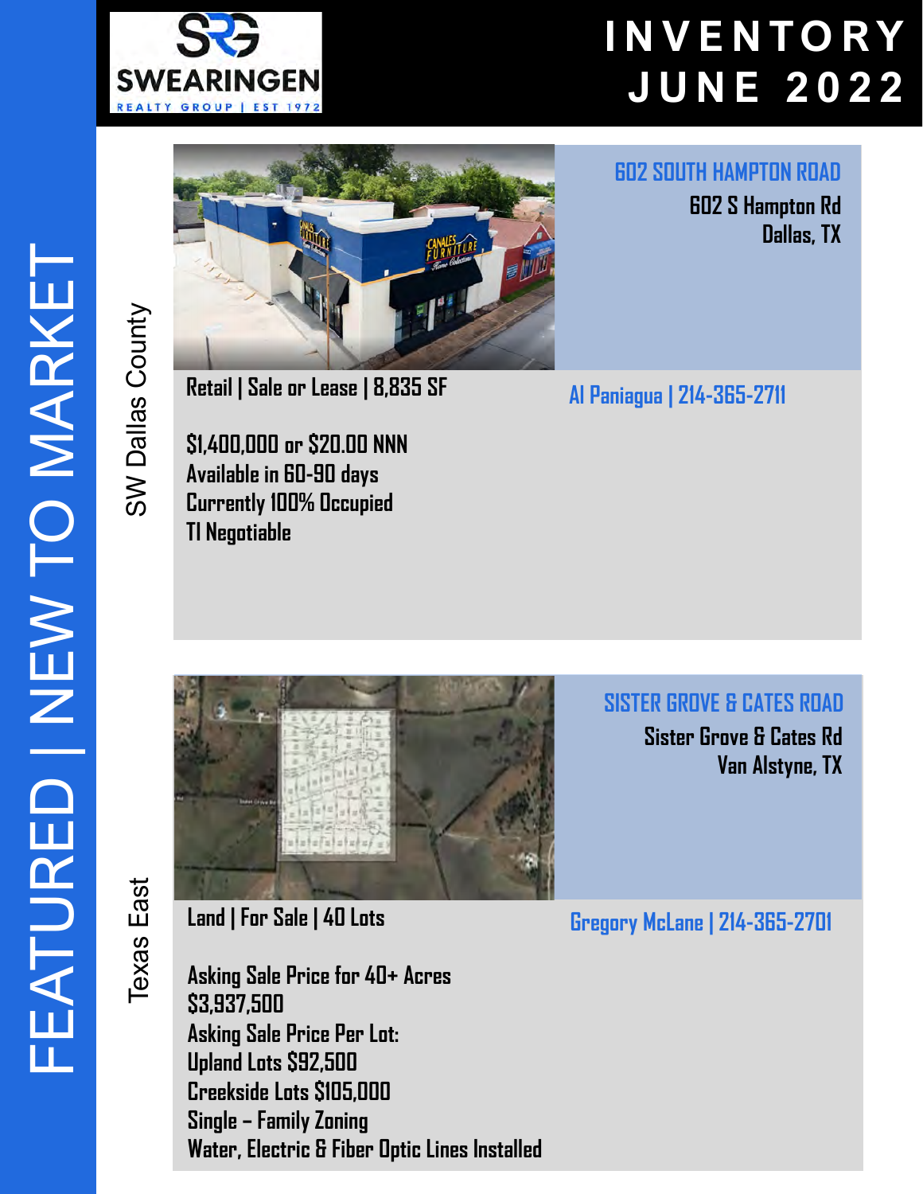# INVENTORY JUNE 2022

## FEATURED | NEW TO MARKET

### SW Dallas County

### 602 SOUTH HAMPTON ROAD

602 S Hampton Rd
Dallas, TX

**Retail | Sale or Lease | 8,835 SF**

Al Paniagua | 214-365-2711

$1,400,000 or $20.00 NNN
Available in 60-90 days
Currently 100% Occupied
TI Negotiable

### Texas East

### SISTER GROVE & CATES ROAD

Sister Grove & Cates Rd
Van Alstyne, TX

**Land | For Sale | 40 Lots**

Gregory McLane | 214-365-2701

Asking Sale Price for 40+ Acres
$3,937,500
Asking Sale Price Per Lot:
Upland Lots $92,500
Creekside Lots $105,000
Single – Family Zoning
Water, Electric & Fiber Optic Lines Installed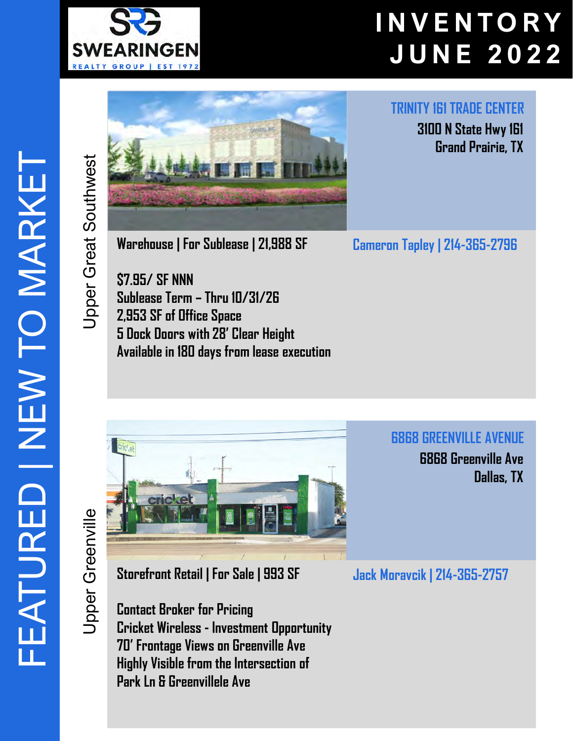# INVENTORY JUNE 2022

## FEATURED | NEW TO MARKET

### Upper Great Southwest

**TRINITY 161 TRADE CENTER**
3100 N State Hwy 161
Grand Prairie, TX

**Warehouse | For Sublease | 21,988 SF**

Cameron Tapley | 214-365-2796

$7.95/ SF NNN
Sublease Term – Thru 10/31/26
2,953 SF of Office Space
5 Dock Doors with 28' Clear Height
Available in 180 days from lease execution

### Upper Greenville

**6868 GREENVILLE AVENUE**
6868 Greenville Ave
Dallas, TX

**Storefront Retail | For Sale | 993 SF**

Jack Moravcik | 214-365-2757

Contact Broker for Pricing
Cricket Wireless - Investment Opportunity
70' Frontage Views on Greenville Ave
Highly Visible from the Intersection of
Park Ln & Greenvillele Ave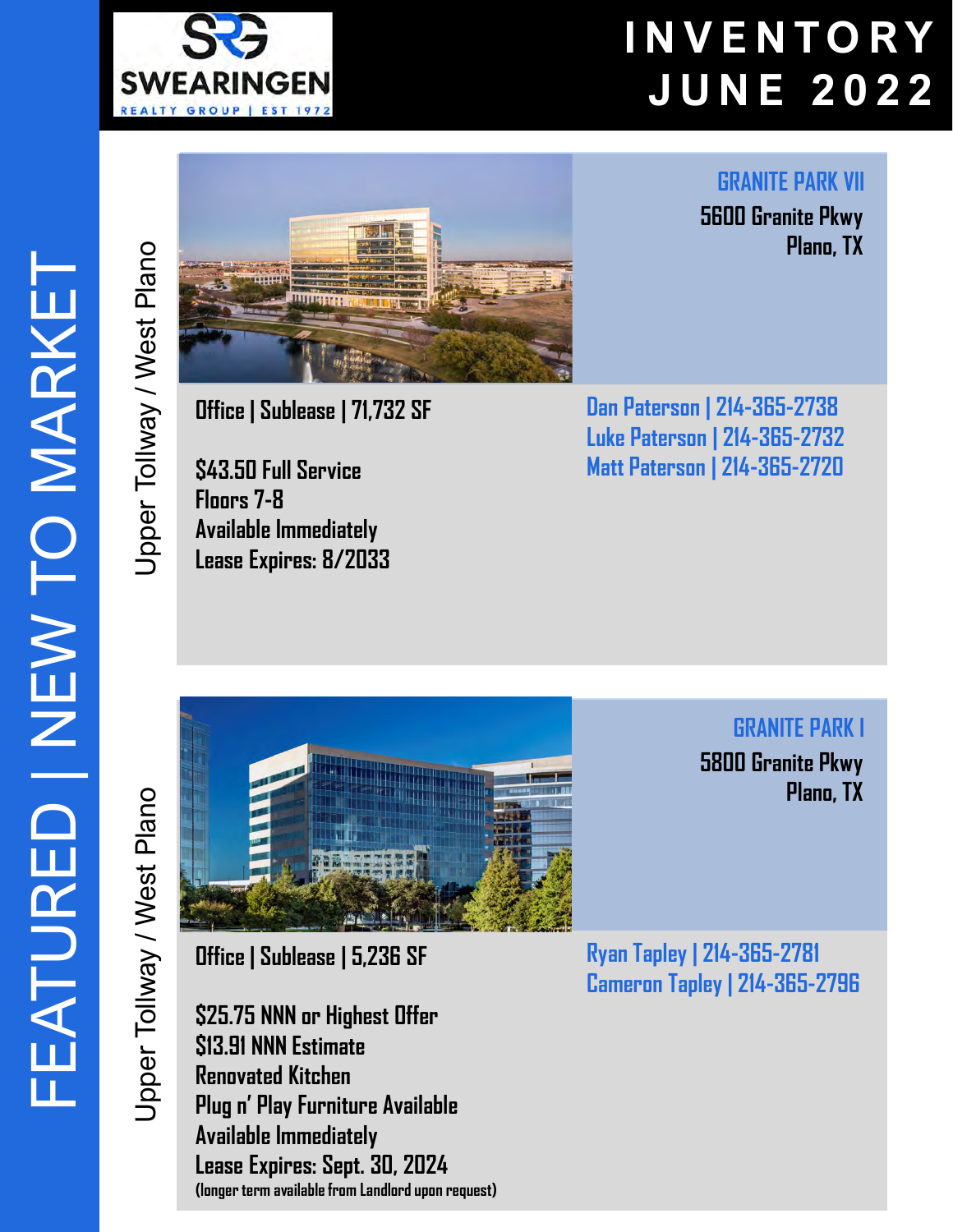# INVENTORY JUNE 2022

SWEARINGEN REALTY GROUP | EST 1972

## FEATURED | NEW TO MARKET

### Upper Tollway / West Plano

**GRANITE PARK VII**
5600 Granite Pkwy
Plano, TX

**Office | Sublease | 71,732 SF**

$43.50 Full Service
Floors 7-8
Available Immediately
Lease Expires: 8/2033

Dan Paterson | 214-365-2738
Luke Paterson | 214-365-2732
Matt Paterson | 214-365-2720

### Upper Tollway / West Plano

**GRANITE PARK I**
5800 Granite Pkwy
Plano, TX

**Office | Sublease | 5,236 SF**

$25.75 NNN or Highest Offer
$13.91 NNN Estimate
Renovated Kitchen
Plug n' Play Furniture Available
Available Immediately
Lease Expires: Sept. 30, 2024
(longer term available from Landlord upon request)

Ryan Tapley | 214-365-2781
Cameron Tapley | 214-365-2796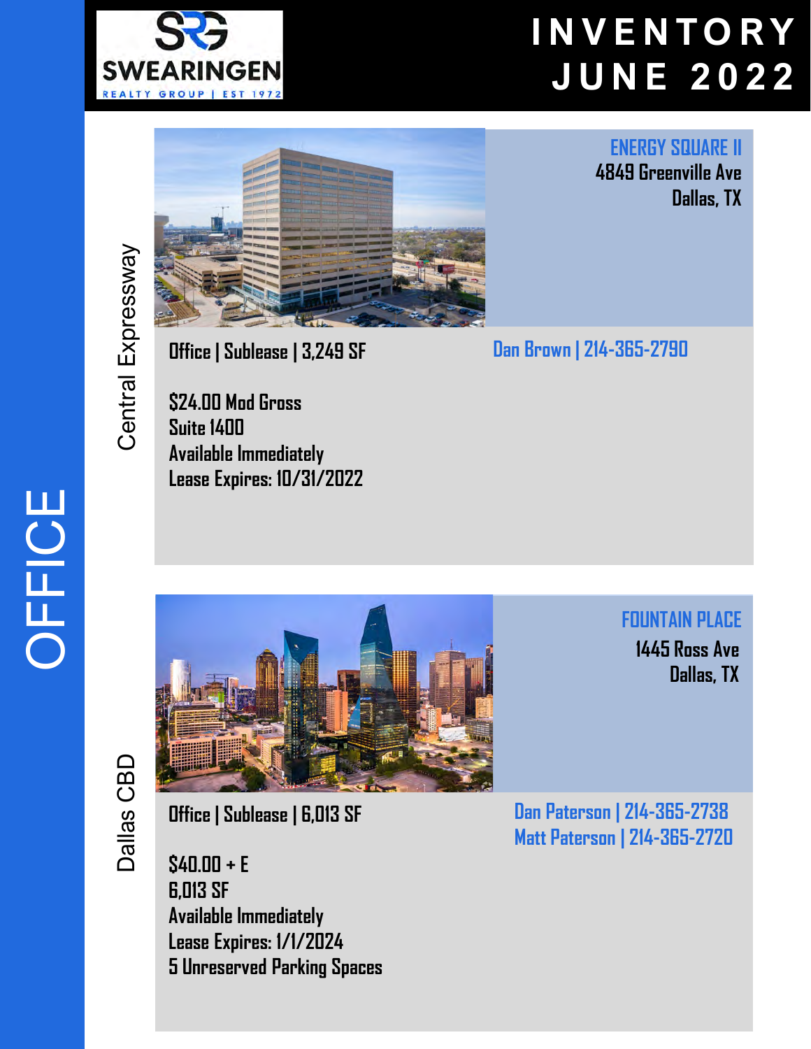# INVENTORY JUNE 2022

# OFFICE

## Central Expressway

### ENERGY SQUARE II

4849 Greenville Ave
Dallas, TX

Office | Sublease | 3,249 SF

Dan Brown | 214-365-2790

$24.00 Mod Gross
Suite 1400
Available Immediately
Lease Expires: 10/31/2022

## Dallas CBD

### FOUNTAIN PLACE

1445 Ross Ave
Dallas, TX

Office | Sublease | 6,013 SF

Dan Paterson | 214-365-2738
Matt Paterson | 214-365-2720

$40.00 + E
6,013 SF
Available Immediately
Lease Expires: 1/1/2024
5 Unreserved Parking Spaces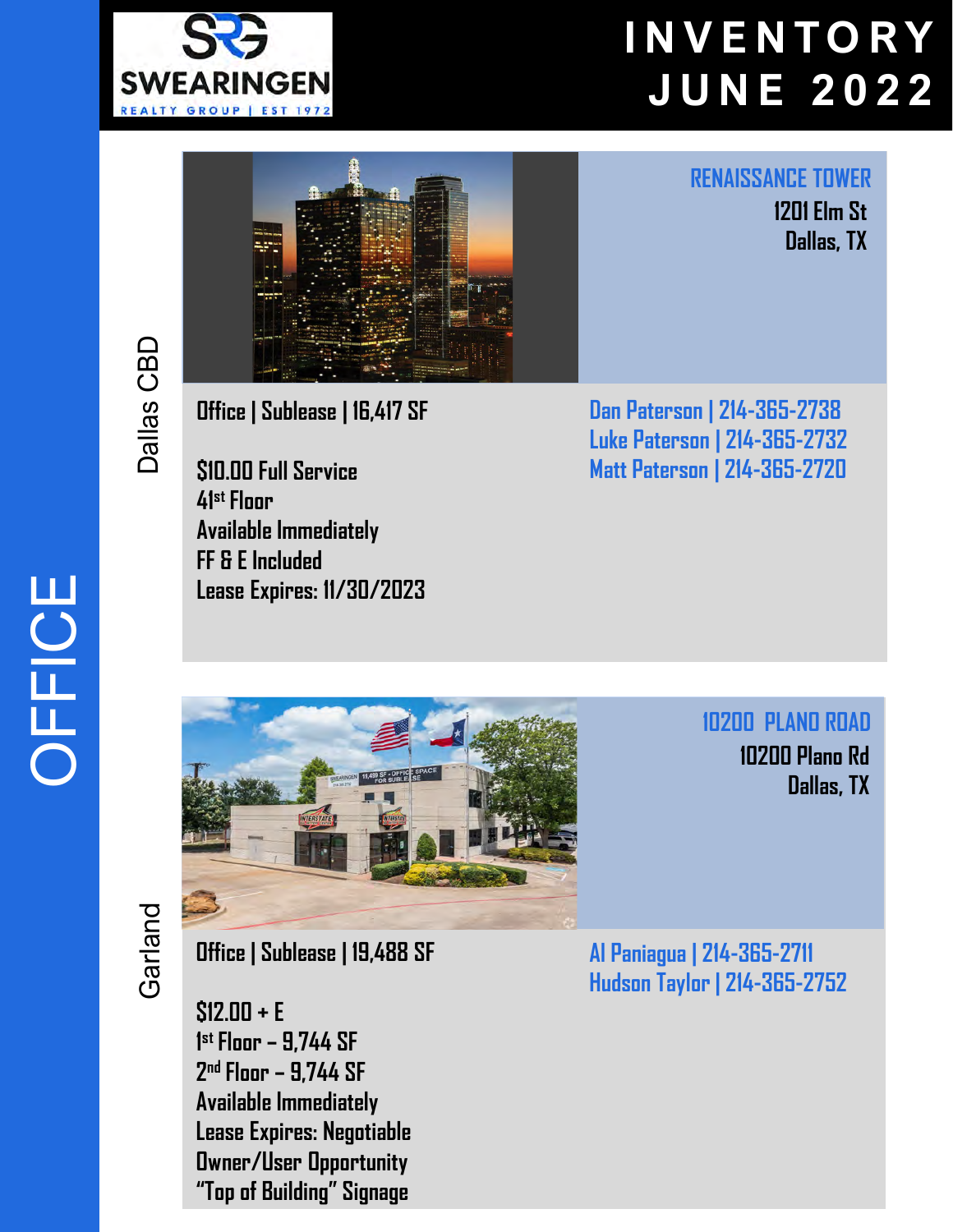# INVENTORY JUNE 2022

## OFFICE

### Dallas CBD

## RENAISSANCE TOWER

1201 Elm St
Dallas, TX

**Office | Sublease | 16,417 SF**

$10.00 Full Service
41st Floor
Available Immediately
FF & E Included
Lease Expires: 11/30/2023

Dan Paterson | 214-365-2738
Luke Paterson | 214-365-2732
Matt Paterson | 214-365-2720

### Garland

## 10200 PLANO ROAD

10200 Plano Rd
Dallas, TX

**Office | Sublease | 19,488 SF**

$12.00 + E
1st Floor – 9,744 SF
2nd Floor – 9,744 SF
Available Immediately
Lease Expires: Negotiable
Owner/User Opportunity
"Top of Building" Signage

Al Paniagua | 214-365-2711
Hudson Taylor | 214-365-2752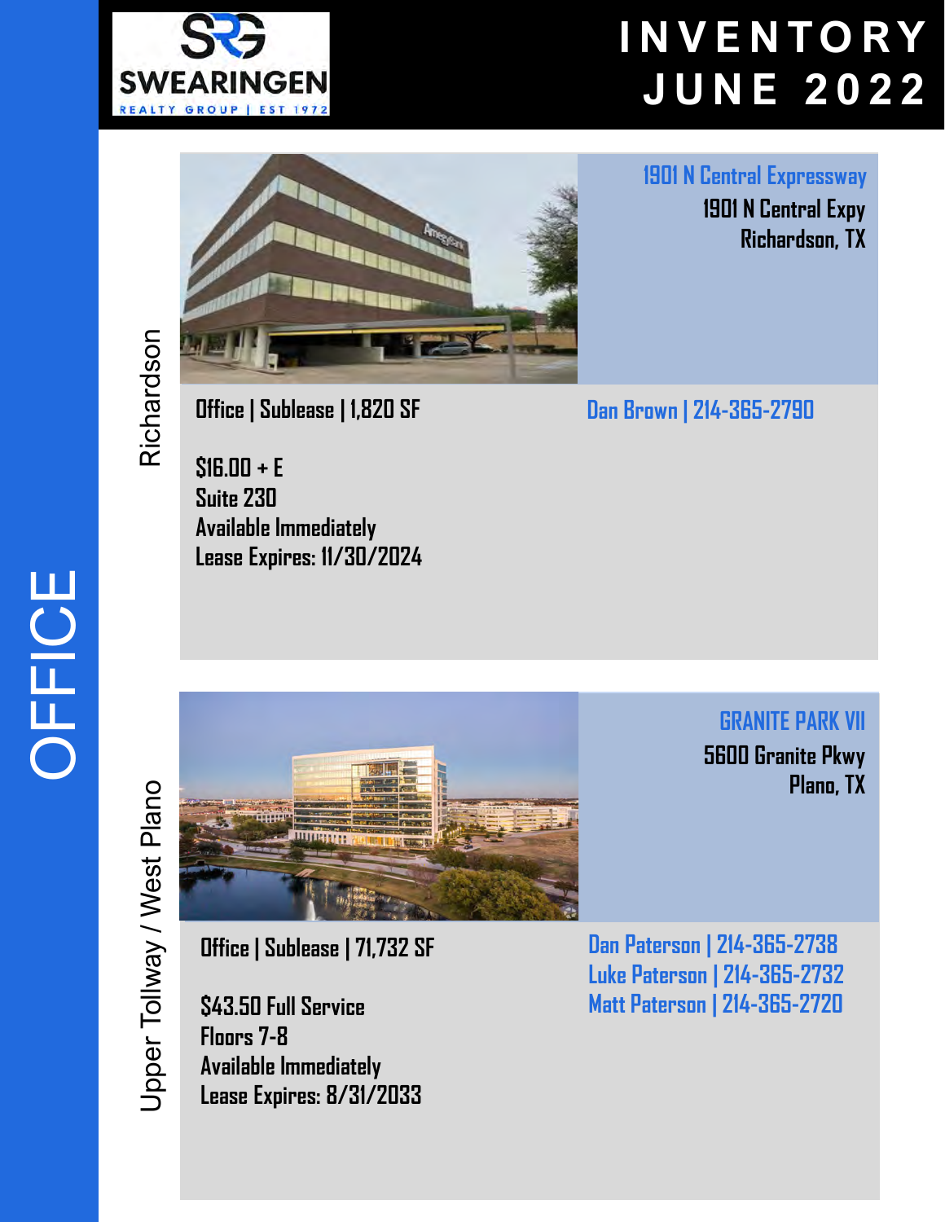# INVENTORY JUNE 2022

# OFFICE

## Richardson

### 1901 N Central Expressway

1901 N Central Expy
Richardson, TX

**Office | Sublease | 1,820 SF**

$16.00 + E
Suite 230
Available Immediately
Lease Expires: 11/30/2024

Dan Brown | 214-365-2790

## Upper Tollway / West Plano

### GRANITE PARK VII

5600 Granite Pkwy
Plano, TX

**Office | Sublease | 71,732 SF**

$43.50 Full Service
Floors 7-8
Available Immediately
Lease Expires: 8/31/2033

Dan Paterson | 214-365-2738
Luke Paterson | 214-365-2732
Matt Paterson | 214-365-2720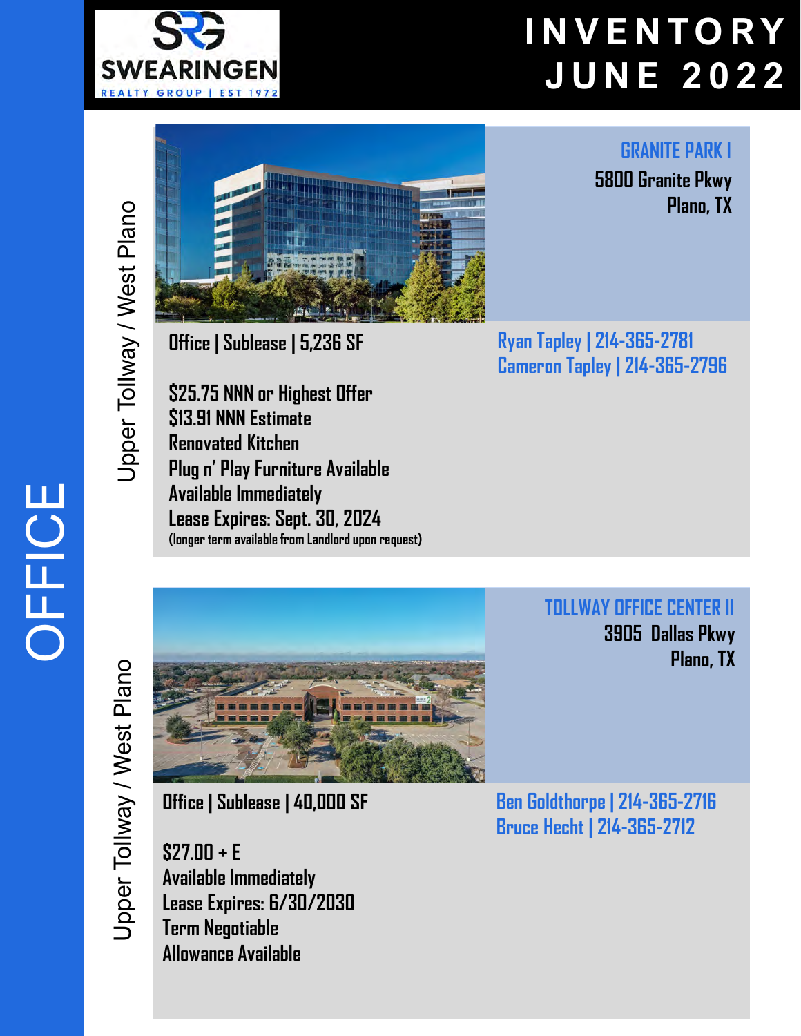# INVENTORY JUNE 2022

OFFICE

Upper Tollway / West Plano

## GRANITE PARK I

**5800 Granite Pkwy**
**Plano, TX**

**Office | Sublease | 5,236 SF**

$25.75 NNN or Highest Offer
$13.91 NNN Estimate
Renovated Kitchen
Plug n' Play Furniture Available
Available Immediately
Lease Expires: Sept. 30, 2024
(longer term available from Landlord upon request)

Ryan Tapley | 214-365-2781
Cameron Tapley | 214-365-2796

Upper Tollway / West Plano

## TOLLWAY OFFICE CENTER II

**3905 Dallas Pkwy**
**Plano, TX**

**Office | Sublease | 40,000 SF**

$27.00 + E
Available Immediately
Lease Expires: 6/30/2030
Term Negotiable
Allowance Available

Ben Goldthorpe | 214-365-2716
Bruce Hecht | 214-365-2712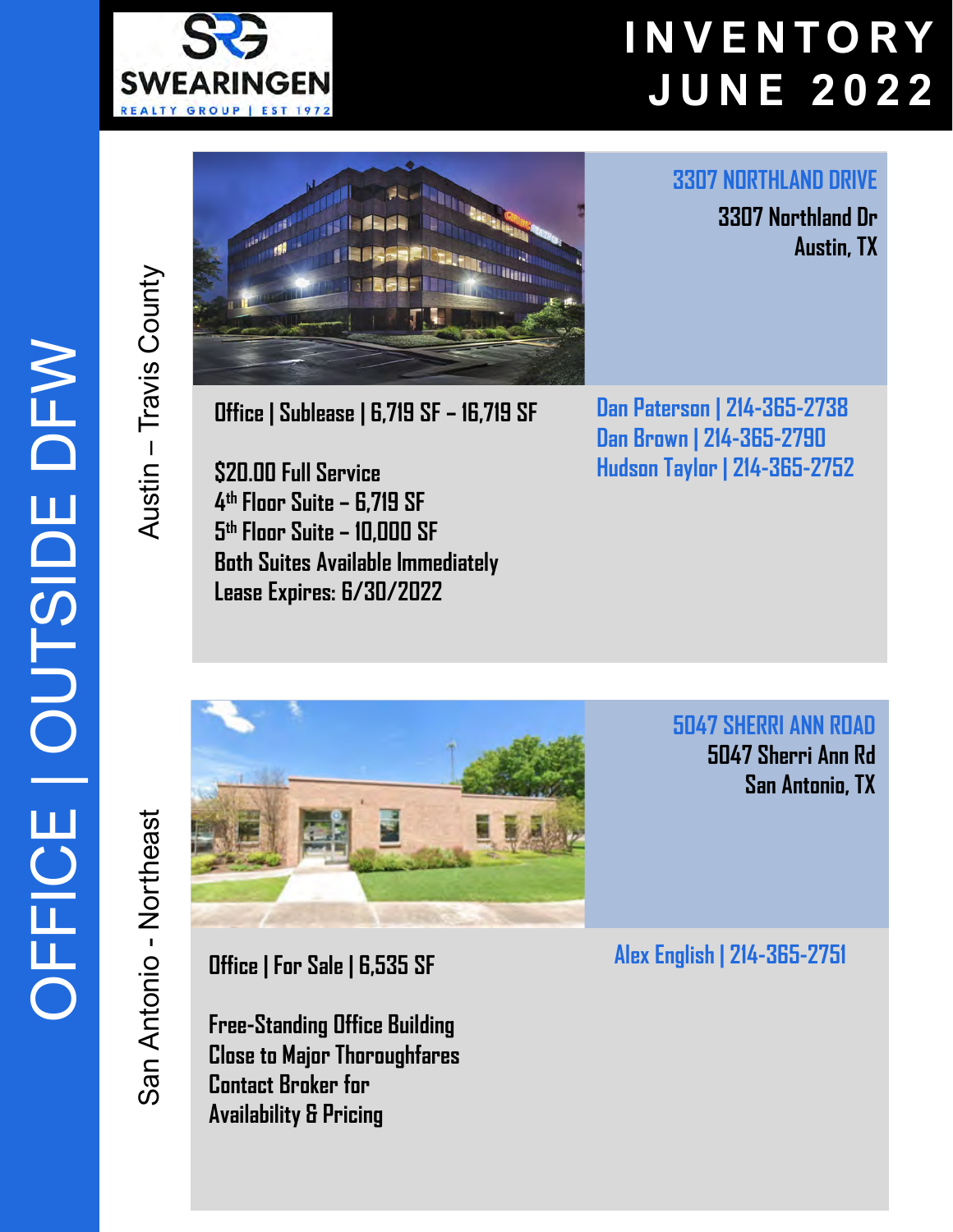# INVENTORY JUNE 2022

## OFFICE | OUTSIDE DFW

### Austin – Travis County

**3307 NORTHLAND DRIVE**
3307 Northland Dr
Austin, TX

Office | Sublease | 6,719 SF – 16,719 SF

$20.00 Full Service
4th Floor Suite – 6,719 SF
5th Floor Suite – 10,000 SF
Both Suites Available Immediately
Lease Expires: 6/30/2022

Dan Paterson | 214-365-2738
Dan Brown | 214-365-2790
Hudson Taylor | 214-365-2752

### San Antonio - Northeast

**5047 SHERRI ANN ROAD**
5047 Sherri Ann Rd
San Antonio, TX

Office | For Sale | 6,535 SF

Free-Standing Office Building
Close to Major Thoroughfares
Contact Broker for
Availability & Pricing

Alex English | 214-365-2751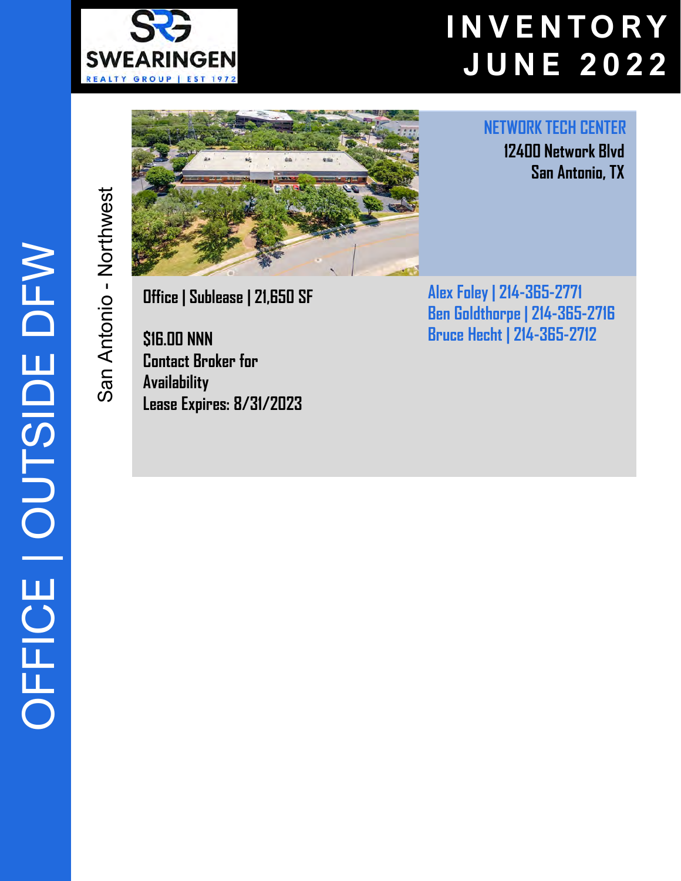# INVENTORY JUNE 2022

OFFICE | OUTSIDE DFW

San Antonio - Northwest

## NETWORK TECH CENTER

**12400 Network Blvd**
**San Antonio, TX**

**Office | Sublease | 21,650 SF**

**$16.00 NNN**
**Contact Broker for Availability**
**Lease Expires: 8/31/2023**

Alex Foley | 214-365-2771
Ben Goldthorpe | 214-365-2716
Bruce Hecht | 214-365-2712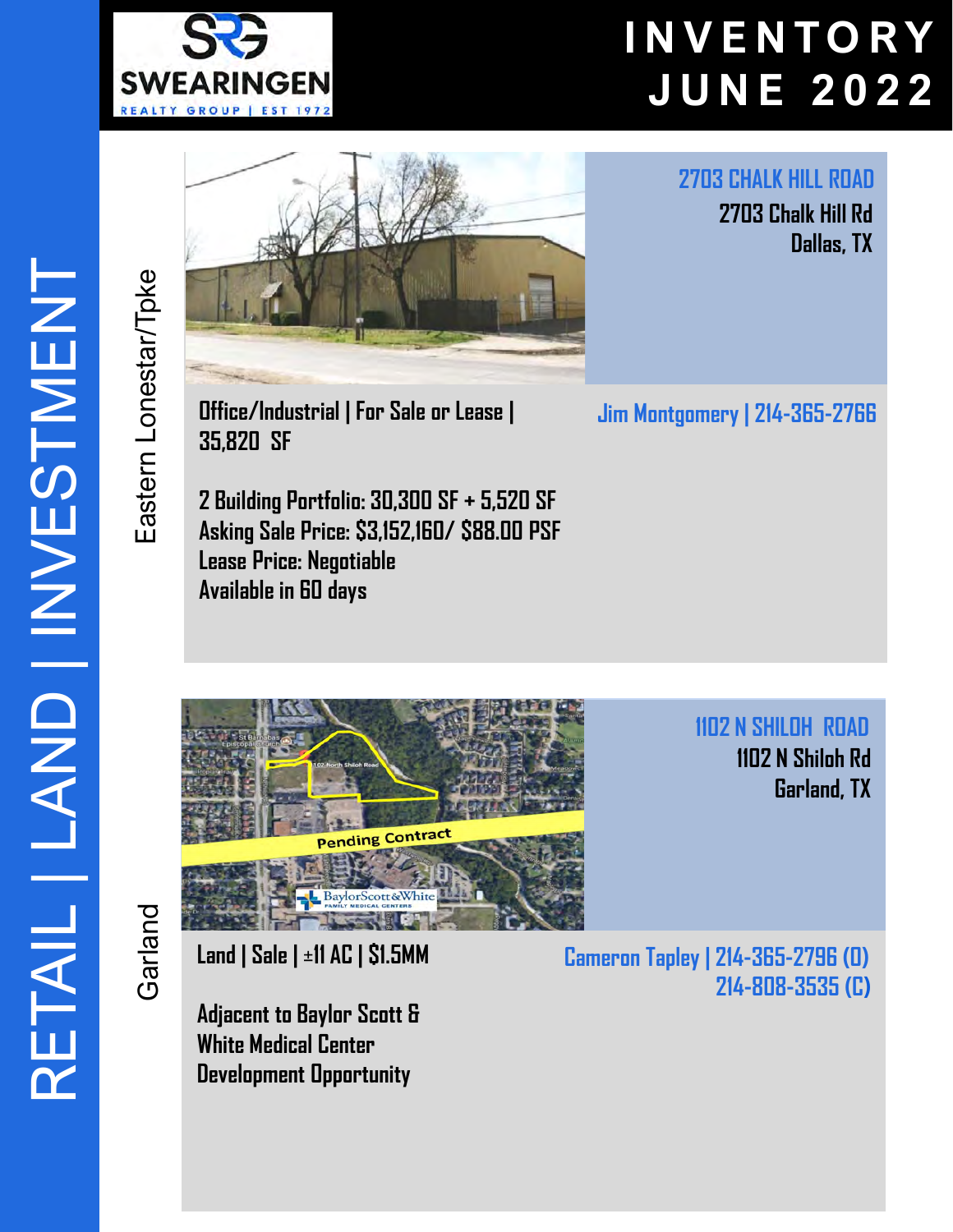# INVENTORY JUNE 2022

RETAIL | LAND | INVESTMENT

## Eastern Lonestar/Tpke

### 2703 CHALK HILL ROAD

2703 Chalk Hill Rd
Dallas, TX

**Office/Industrial | For Sale or Lease | 35,820 SF**

2 Building Portfolio: 30,300 SF + 5,520 SF
Asking Sale Price: $3,152,160/ $88.00 PSF
Lease Price: Negotiable
Available in 60 days

Jim Montgomery | 214-365-2766

## Garland

### 1102 N SHILOH ROAD

1102 N Shiloh Rd
Garland, TX

Pending Contract

**Land | Sale | ±11 AC | $1.5MM**

Adjacent to Baylor Scott & White Medical Center
Development Opportunity

Cameron Tapley | 214-365-2796 (O)
214-808-3535 (C)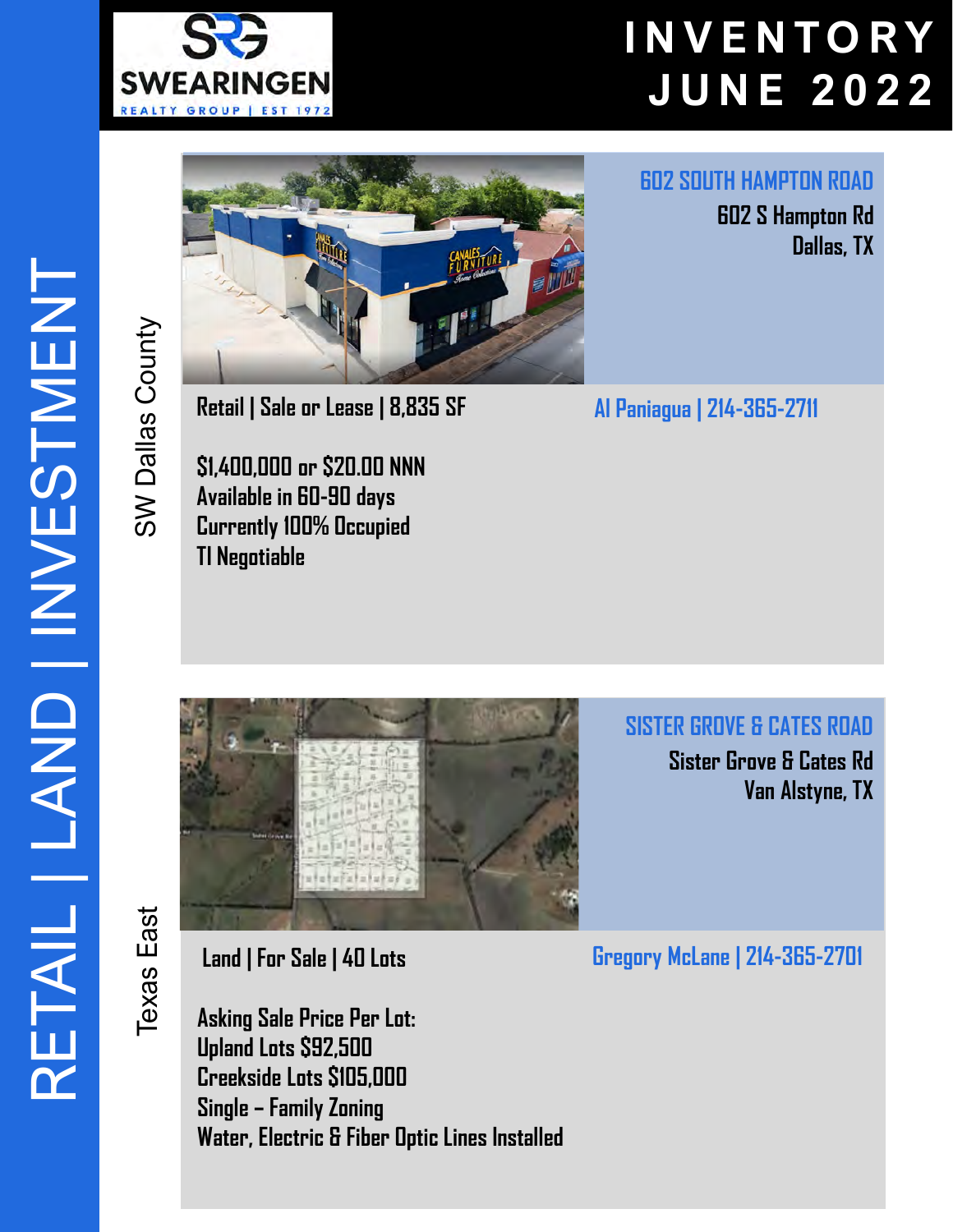# INVENTORY JUNE 2022

RETAIL | LAND | INVESTMENT

SW Dallas County

## 602 SOUTH HAMPTON ROAD

602 S Hampton Rd
Dallas, TX

Retail | Sale or Lease | 8,835 SF

Al Paniagua | 214-365-2711

$1,400,000 or $20.00 NNN
Available in 60-90 days
Currently 100% Occupied
TI Negotiable

Texas East

## SISTER GROVE & CATES ROAD

Sister Grove & Cates Rd
Van Alstyne, TX

Land | For Sale | 40 Lots

Gregory McLane | 214-365-2701

Asking Sale Price Per Lot:
Upland Lots $92,500
Creekside Lots $105,000
Single – Family Zoning
Water, Electric & Fiber Optic Lines Installed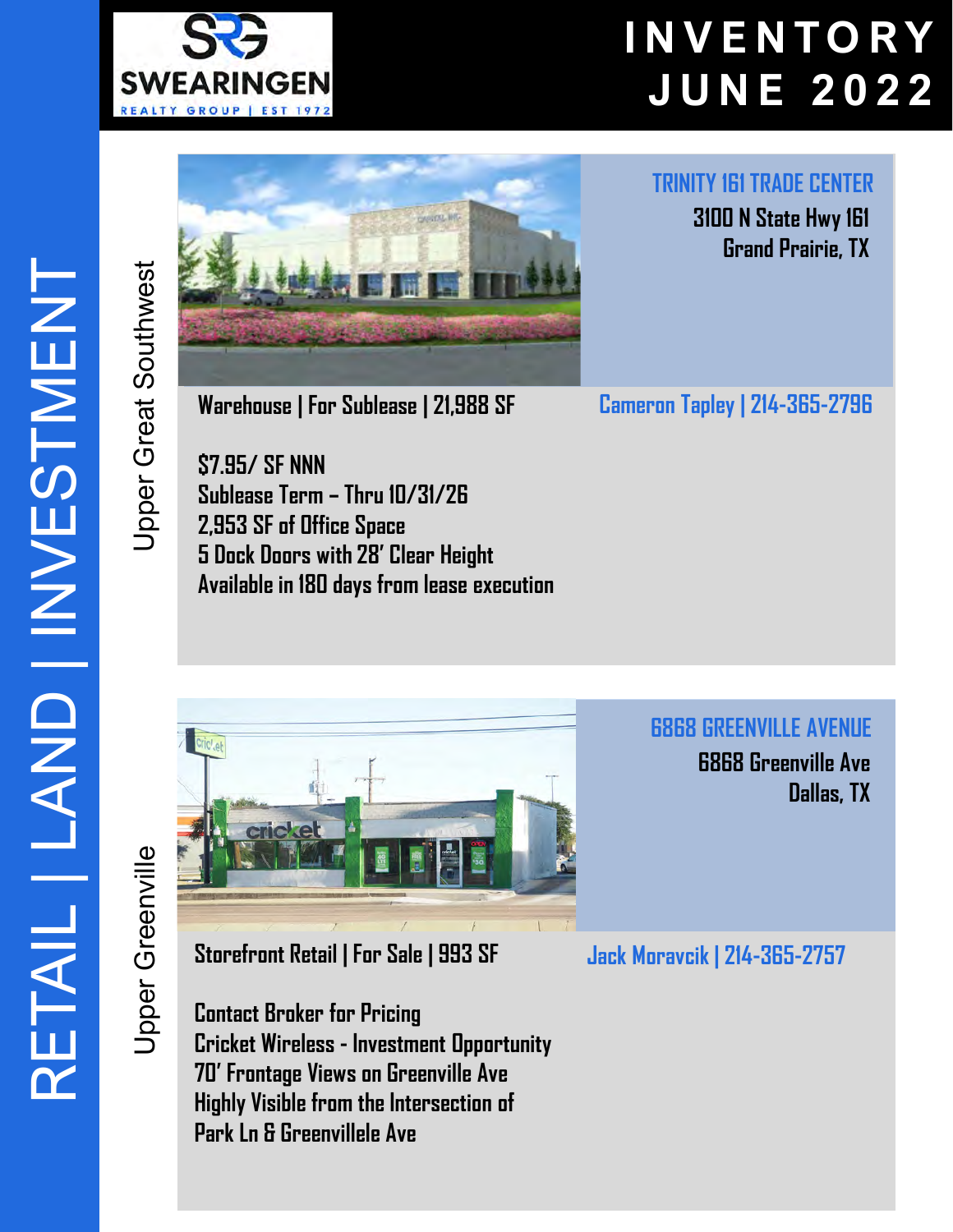# INVENTORY JUNE 2022

RETAIL | LAND | INVESTMENT

## Upper Great Southwest

### TRINITY 161 TRADE CENTER

3100 N State Hwy 161
Grand Prairie, TX

**Warehouse | For Sublease | 21,988 SF**

Cameron Tapley | 214-365-2796

$7.95/ SF NNN
Sublease Term – Thru 10/31/26
2,953 SF of Office Space
5 Dock Doors with 28' Clear Height
Available in 180 days from lease execution

## Upper Greenville

### 6868 GREENVILLE AVENUE

6868 Greenville Ave
Dallas, TX

**Storefront Retail | For Sale | 993 SF**

Jack Moravcik | 214-365-2757

Contact Broker for Pricing
Cricket Wireless - Investment Opportunity
70' Frontage Views on Greenville Ave
Highly Visible from the Intersection of
Park Ln & Greenvillele Ave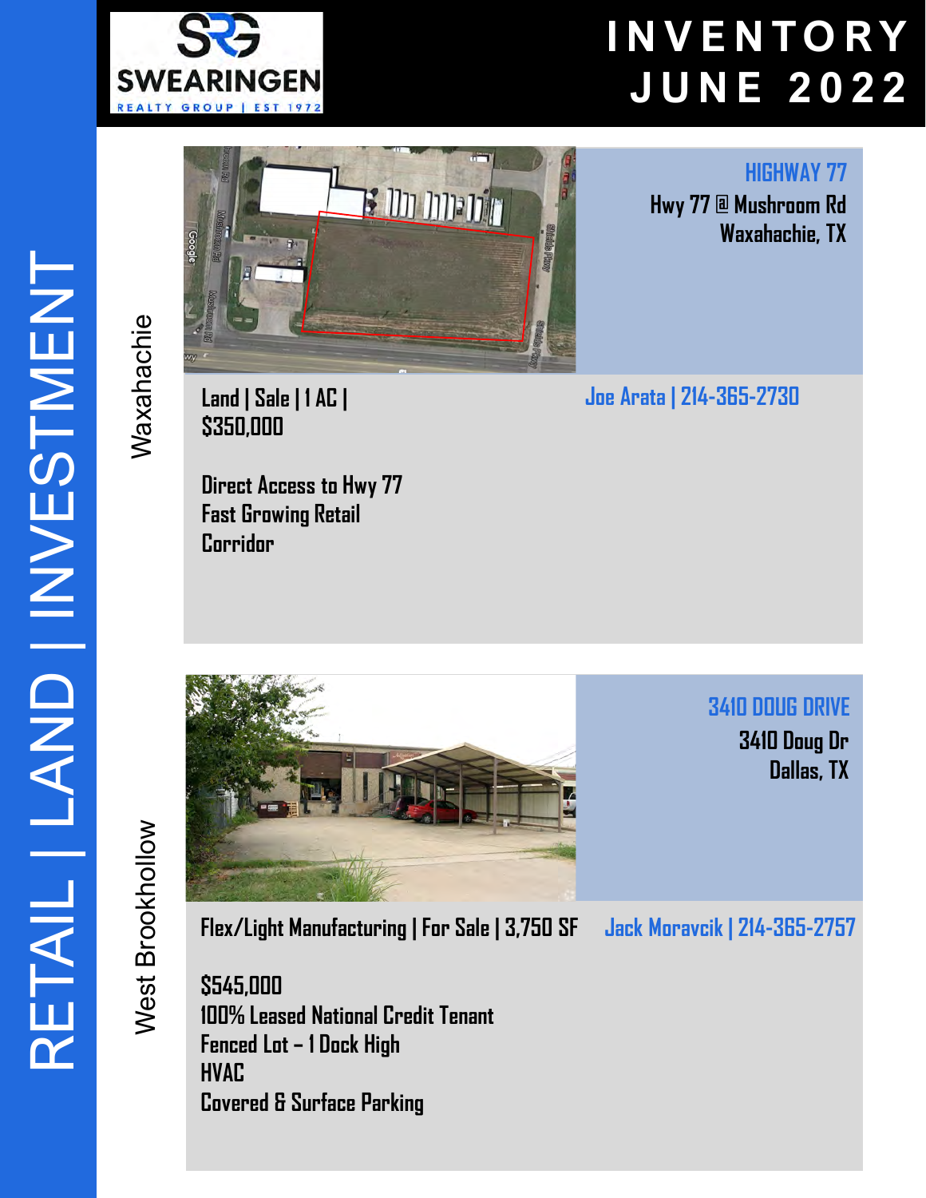# INVENTORY JUNE 2022

RETAIL | LAND | INVESTMENT

## Waxahachie

### HIGHWAY 77

Hwy 77 @ Mushroom Rd
Waxahachie, TX

Land | Sale | 1 AC | $350,000

Joe Arata | 214-365-2730

Direct Access to Hwy 77
Fast Growing Retail Corridor

## West Brookhollow

### 3410 DOUG DRIVE

3410 Doug Dr
Dallas, TX

Flex/Light Manufacturing | For Sale | 3,750 SF

Jack Moravcik | 214-365-2757

$545,000
100% Leased National Credit Tenant
Fenced Lot – 1 Dock High
HVAC
Covered & Surface Parking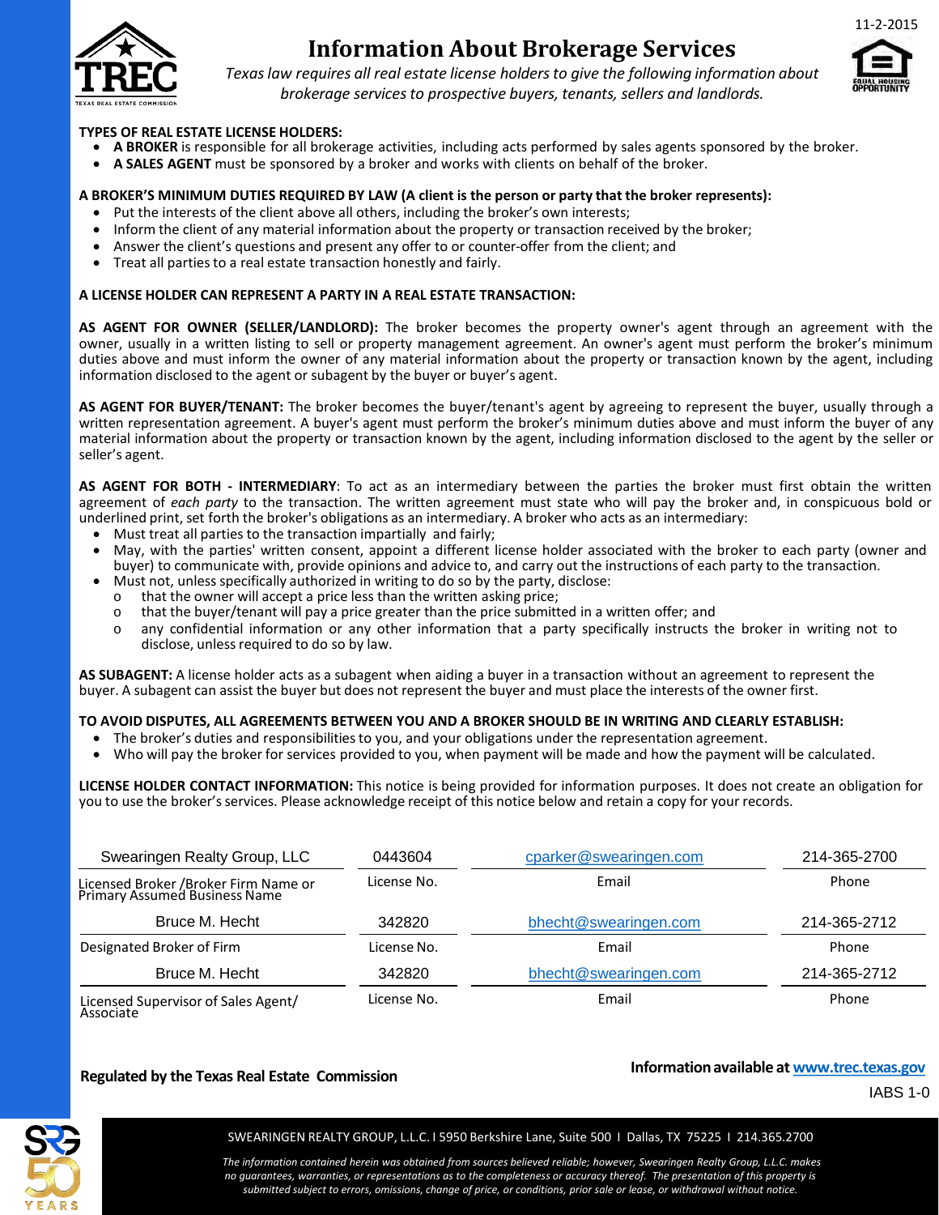11-2-2015

# Information About Brokerage Services

*Texas law requires all real estate license holders to give the following information about brokerage services to prospective buyers, tenants, sellers and landlords.*

**TYPES OF REAL ESTATE LICENSE HOLDERS:**

- **A BROKER** is responsible for all brokerage activities, including acts performed by sales agents sponsored by the broker.
- **A SALES AGENT** must be sponsored by a broker and works with clients on behalf of the broker.

**A BROKER'S MINIMUM DUTIES REQUIRED BY LAW (A client is the person or party that the broker represents):**

- Put the interests of the client above all others, including the broker's own interests;
- Inform the client of any material information about the property or transaction received by the broker;
- Answer the client's questions and present any offer to or counter-offer from the client; and
- Treat all parties to a real estate transaction honestly and fairly.

**A LICENSE HOLDER CAN REPRESENT A PARTY IN A REAL ESTATE TRANSACTION:**

**AS AGENT FOR OWNER (SELLER/LANDLORD):** The broker becomes the property owner's agent through an agreement with the owner, usually in a written listing to sell or property management agreement. An owner's agent must perform the broker's minimum duties above and must inform the owner of any material information about the property or transaction known by the agent, including information disclosed to the agent or subagent by the buyer or buyer's agent.

**AS AGENT FOR BUYER/TENANT:** The broker becomes the buyer/tenant's agent by agreeing to represent the buyer, usually through a written representation agreement. A buyer's agent must perform the broker's minimum duties above and must inform the buyer of any material information about the property or transaction known by the agent, including information disclosed to the agent by the seller or seller's agent.

**AS AGENT FOR BOTH - INTERMEDIARY**: To act as an intermediary between the parties the broker must first obtain the written agreement of *each party* to the transaction. The written agreement must state who will pay the broker and, in conspicuous bold or underlined print, set forth the broker's obligations as an intermediary. A broker who acts as an intermediary:

- Must treat all parties to the transaction impartially and fairly;
- May, with the parties' written consent, appoint a different license holder associated with the broker to each party (owner and buyer) to communicate with, provide opinions and advice to, and carry out the instructions of each party to the transaction.
- Must not, unless specifically authorized in writing to do so by the party, disclose:
  - that the owner will accept a price less than the written asking price;
  - that the buyer/tenant will pay a price greater than the price submitted in a written offer; and
  - any confidential information or any other information that a party specifically instructs the broker in writing not to disclose, unless required to do so by law.

**AS SUBAGENT:** A license holder acts as a subagent when aiding a buyer in a transaction without an agreement to represent the buyer. A subagent can assist the buyer but does not represent the buyer and must place the interests of the owner first.

**TO AVOID DISPUTES, ALL AGREEMENTS BETWEEN YOU AND A BROKER SHOULD BE IN WRITING AND CLEARLY ESTABLISH:**

- The broker's duties and responsibilities to you, and your obligations under the representation agreement.
- Who will pay the broker for services provided to you, when payment will be made and how the payment will be calculated.

**LICENSE HOLDER CONTACT INFORMATION:** This notice is being provided for information purposes. It does not create an obligation for you to use the broker's services. Please acknowledge receipt of this notice below and retain a copy for your records.

| | | | |
|---|---|---|---|
| Swearingen Realty Group, LLC | 0443604 | cparker@swearingen.com | 214-365-2700 |
| Licensed Broker /Broker Firm Name or Primary Assumed Business Name | License No. | Email | Phone |
| Bruce M. Hecht | 342820 | bhecht@swearingen.com | 214-365-2712 |
| Designated Broker of Firm | License No. | Email | Phone |
| Bruce M. Hecht | 342820 | bhecht@swearingen.com | 214-365-2712 |
| Licensed Supervisor of Sales Agent/ Associate | License No. | Email | Phone |

**Regulated by the Texas Real Estate Commission**

**Information available at www.trec.texas.gov**

IABS 1-0

SWEARINGEN REALTY GROUP, L.L.C. I 5950 Berkshire Lane, Suite 500 I Dallas, TX 75225 I 214.365.2700

*The information contained herein was obtained from sources believed reliable; however, Swearingen Realty Group, L.L.C. makes no guarantees, warranties, or representations as to the completeness or accuracy thereof. The presentation of this property is submitted subject to errors, omissions, change of price, or conditions, prior sale or lease, or withdrawal without notice.*